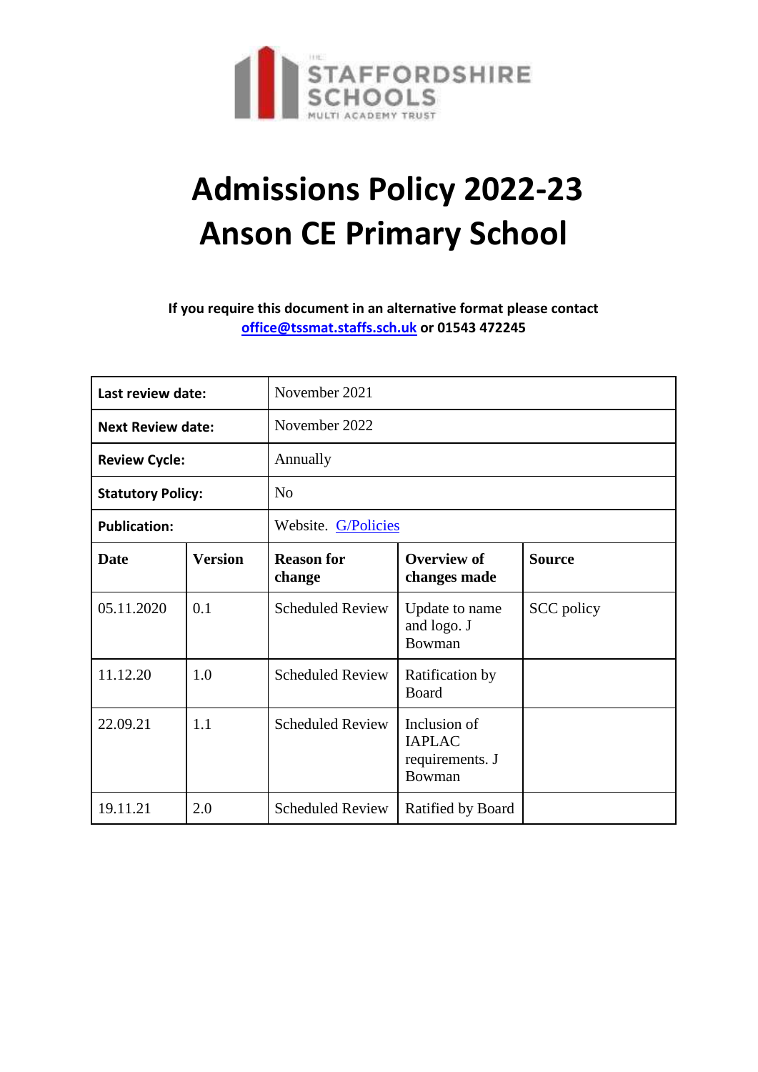THE STAFFORDSHIRE SCHOOLS MULTI ACADEMY TRUST

# Admissions Policy 2022-23
# Anson CE Primary School

**If you require this document in an alternative format please contact [office@tssmat.staffs.sch.uk](mailto:office@tssmat.staffs.sch.uk) or 01543 472245**

| **Last review date:** | | November 2021 | | |
|---|---|---|---|---|
| **Next Review date:** | | November 2022 | | |
| **Review Cycle:** | | Annually | | |
| **Statutory Policy:** | | No | | |
| **Publication:** | | Website. G/Policies | | |
| **Date** | **Version** | **Reason for change** | **Overview of changes made** | **Source** |
| 05.11.2020 | 0.1 | Scheduled Review | Update to name and logo. J Bowman | SCC policy |
| 11.12.20 | 1.0 | Scheduled Review | Ratification by Board | |
| 22.09.21 | 1.1 | Scheduled Review | Inclusion of IAPLAC requirements. J Bowman | |
| 19.11.21 | 2.0 | Scheduled Review | Ratified by Board | |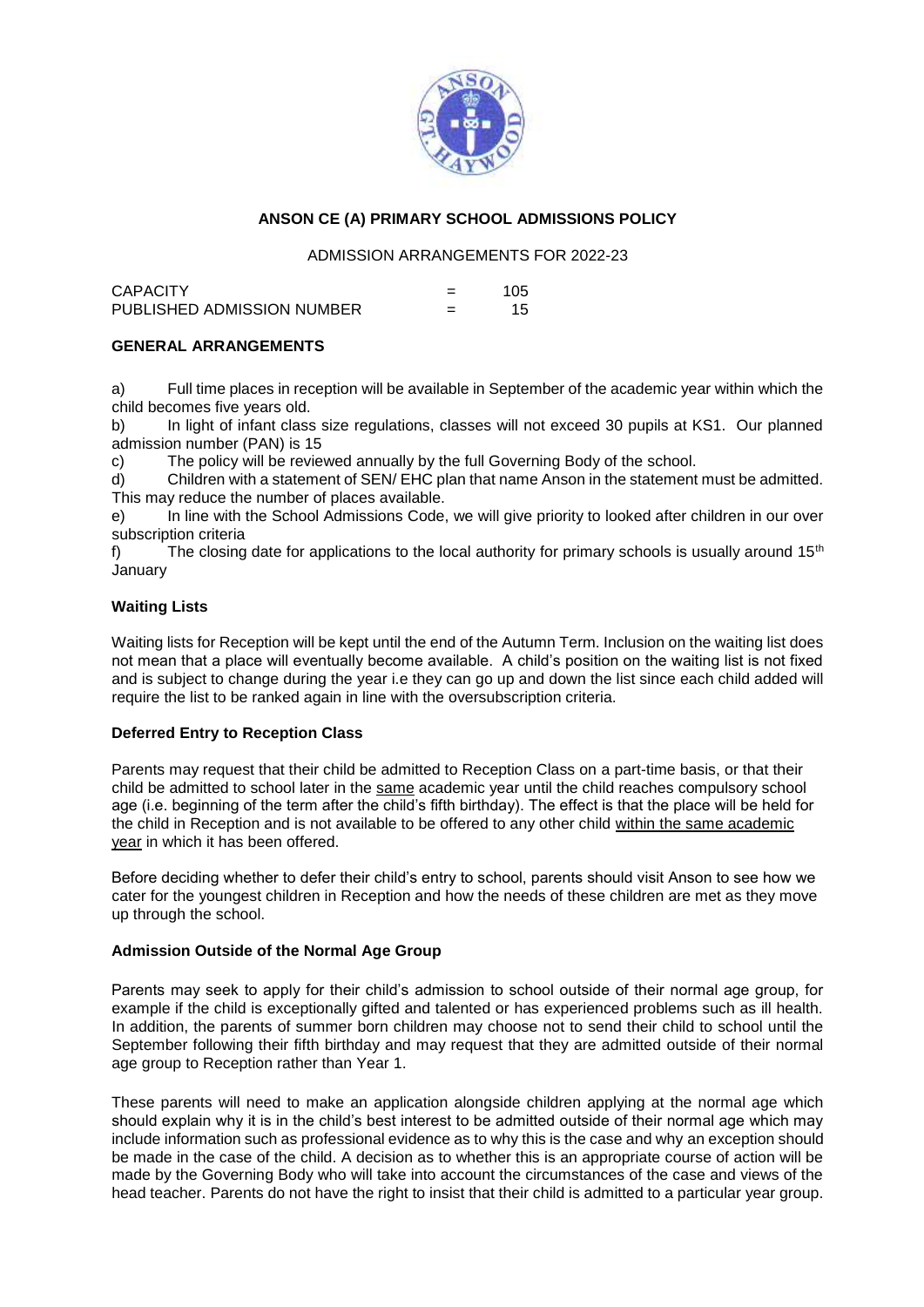**ANSON CE (A) PRIMARY SCHOOL ADMISSIONS POLICY**

ADMISSION ARRANGEMENTS FOR 2022-23

| | | |
|---|---|---|
| CAPACITY | = | 105 |
| PUBLISHED ADMISSION NUMBER | = | 15 |

**GENERAL ARRANGEMENTS**

a) Full time places in reception will be available in September of the academic year within which the child becomes five years old.

b) In light of infant class size regulations, classes will not exceed 30 pupils at KS1. Our planned admission number (PAN) is 15

c) The policy will be reviewed annually by the full Governing Body of the school.

d) Children with a statement of SEN/ EHC plan that name Anson in the statement must be admitted. This may reduce the number of places available.

e) In line with the School Admissions Code, we will give priority to looked after children in our over subscription criteria

f) The closing date for applications to the local authority for primary schools is usually around 15th January

**Waiting Lists**

Waiting lists for Reception will be kept until the end of the Autumn Term. Inclusion on the waiting list does not mean that a place will eventually become available. A child's position on the waiting list is not fixed and is subject to change during the year i.e they can go up and down the list since each child added will require the list to be ranked again in line with the oversubscription criteria.

**Deferred Entry to Reception Class**

Parents may request that their child be admitted to Reception Class on a part-time basis, or that their child be admitted to school later in the same academic year until the child reaches compulsory school age (i.e. beginning of the term after the child's fifth birthday). The effect is that the place will be held for the child in Reception and is not available to be offered to any other child within the same academic year in which it has been offered.

Before deciding whether to defer their child's entry to school, parents should visit Anson to see how we cater for the youngest children in Reception and how the needs of these children are met as they move up through the school.

**Admission Outside of the Normal Age Group**

Parents may seek to apply for their child's admission to school outside of their normal age group, for example if the child is exceptionally gifted and talented or has experienced problems such as ill health. In addition, the parents of summer born children may choose not to send their child to school until the September following their fifth birthday and may request that they are admitted outside of their normal age group to Reception rather than Year 1.

These parents will need to make an application alongside children applying at the normal age which should explain why it is in the child's best interest to be admitted outside of their normal age which may include information such as professional evidence as to why this is the case and why an exception should be made in the case of the child. A decision as to whether this is an appropriate course of action will be made by the Governing Body who will take into account the circumstances of the case and views of the head teacher. Parents do not have the right to insist that their child is admitted to a particular year group.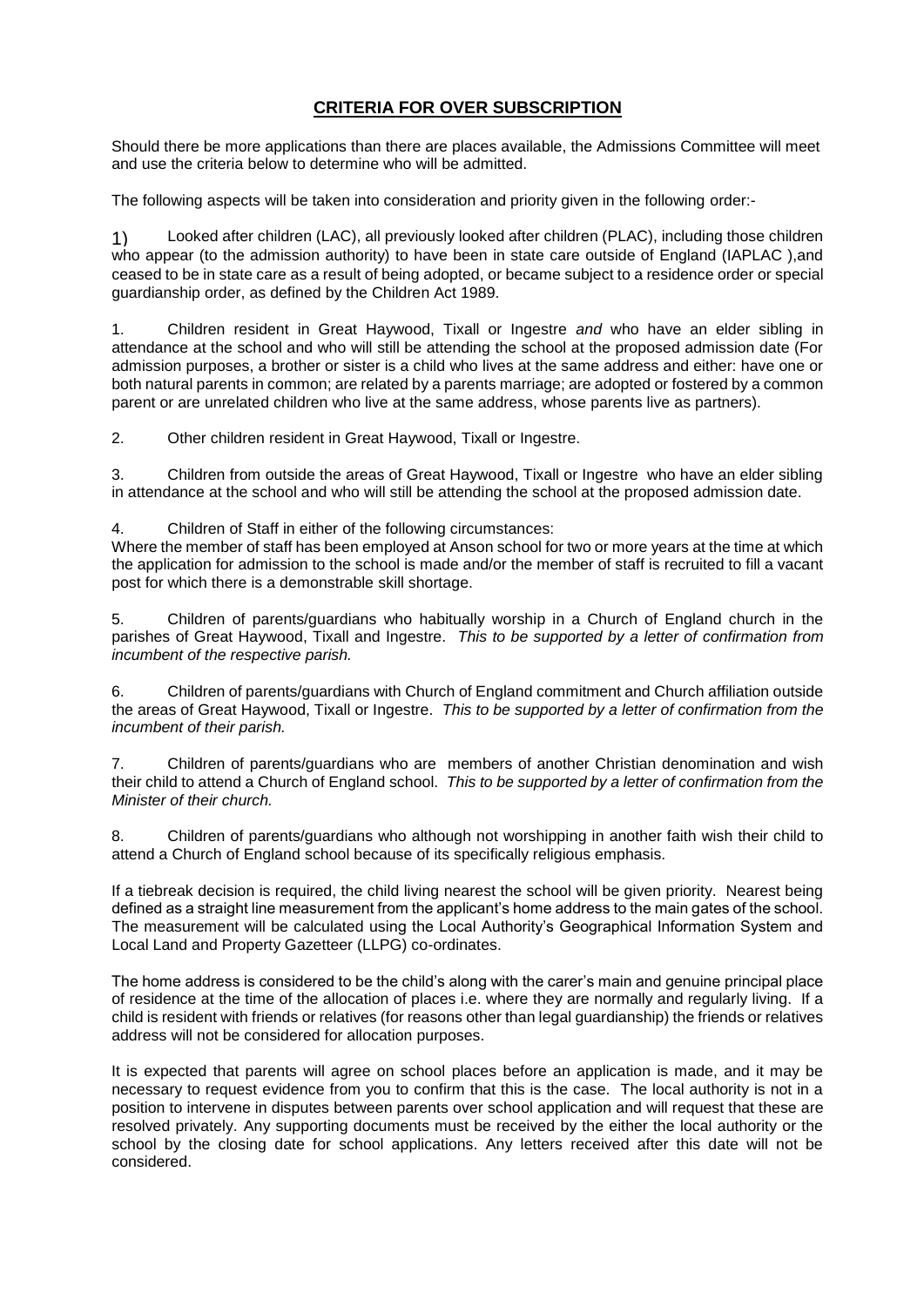## CRITERIA FOR OVER SUBSCRIPTION

Should there be more applications than there are places available, the Admissions Committee will meet and use the criteria below to determine who will be admitted.

The following aspects will be taken into consideration and priority given in the following order:-

1) Looked after children (LAC), all previously looked after children (PLAC), including those children who appear (to the admission authority) to have been in state care outside of England (IAPLAC ),and ceased to be in state care as a result of being adopted, or became subject to a residence order or special guardianship order, as defined by the Children Act 1989.

1. Children resident in Great Haywood, Tixall or Ingestre *and* who have an elder sibling in attendance at the school and who will still be attending the school at the proposed admission date (For admission purposes, a brother or sister is a child who lives at the same address and either: have one or both natural parents in common; are related by a parents marriage; are adopted or fostered by a common parent or are unrelated children who live at the same address, whose parents live as partners).

2. Other children resident in Great Haywood, Tixall or Ingestre.

3. Children from outside the areas of Great Haywood, Tixall or Ingestre who have an elder sibling in attendance at the school and who will still be attending the school at the proposed admission date.

4. Children of Staff in either of the following circumstances:
Where the member of staff has been employed at Anson school for two or more years at the time at which the application for admission to the school is made and/or the member of staff is recruited to fill a vacant post for which there is a demonstrable skill shortage.

5. Children of parents/guardians who habitually worship in a Church of England church in the parishes of Great Haywood, Tixall and Ingestre. *This to be supported by a letter of confirmation from incumbent of the respective parish.*

6. Children of parents/guardians with Church of England commitment and Church affiliation outside the areas of Great Haywood, Tixall or Ingestre. *This to be supported by a letter of confirmation from the incumbent of their parish.*

7. Children of parents/guardians who are members of another Christian denomination and wish their child to attend a Church of England school. *This to be supported by a letter of confirmation from the Minister of their church.*

8. Children of parents/guardians who although not worshipping in another faith wish their child to attend a Church of England school because of its specifically religious emphasis.

If a tiebreak decision is required, the child living nearest the school will be given priority. Nearest being defined as a straight line measurement from the applicant's home address to the main gates of the school. The measurement will be calculated using the Local Authority's Geographical Information System and Local Land and Property Gazetteer (LLPG) co-ordinates.

The home address is considered to be the child's along with the carer's main and genuine principal place of residence at the time of the allocation of places i.e. where they are normally and regularly living. If a child is resident with friends or relatives (for reasons other than legal guardianship) the friends or relatives address will not be considered for allocation purposes.

It is expected that parents will agree on school places before an application is made, and it may be necessary to request evidence from you to confirm that this is the case. The local authority is not in a position to intervene in disputes between parents over school application and will request that these are resolved privately. Any supporting documents must be received by the either the local authority or the school by the closing date for school applications. Any letters received after this date will not be considered.